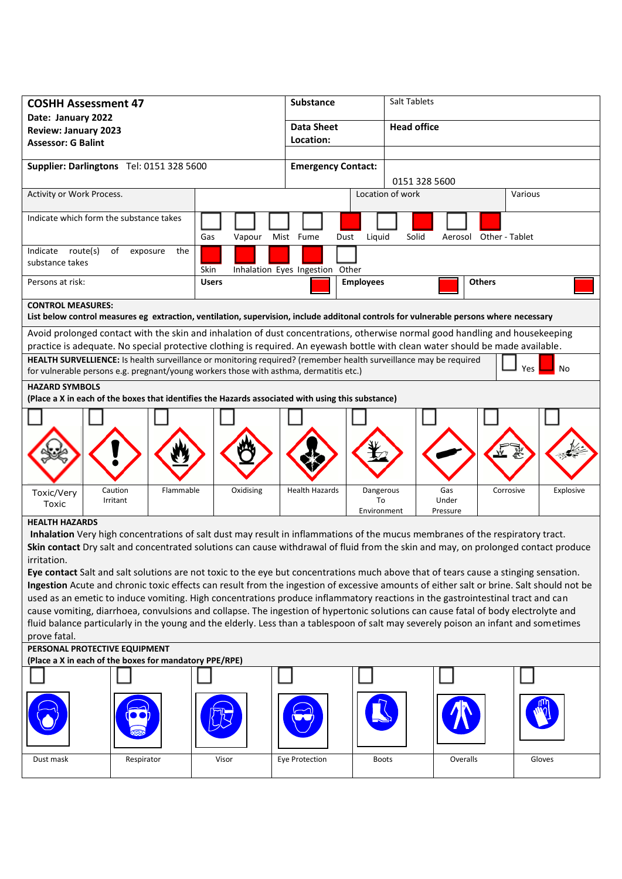| **COSHH Assessment 47**<br>**Date: January 2022**<br>**Review: January 2023**<br>**Assessor: G Balint** | **Substance** | Salt Tablets |
|---|---|---|
| | **Data Sheet Location:** | **Head office** |
| **Supplier: Darlingtons** Tel: 0151 328 5600 | **Emergency Contact:** | 0151 328 5600 |

| Activity or Work Process. | | Location of work | Various |
|---|---|---|---|

**Indicate which form the substance takes:**

| Gas | Vapour | Mist | Fume | Dust | Liquid | Solid | Aerosol | Other - Tablet |
|---|---|---|---|---|---|---|---|---|
| ☐ | ☐ | ☐ | ☐ | ■ | ☐ | ■ | ☐ | ■ |

**Indicate route(s) of exposure the substance takes:**

| Skin | Inhalation | Eyes | Ingestion | Other |
|---|---|---|---|---|
| ■ | ■ | ■ | ■ | ☐ |

**Persons at risk:**

| Users | Employees | Others |
|---|---|---|
| ■ | ■ | ■ |

**CONTROL MEASURES:**
**List below control measures eg extraction, ventilation, supervision, include additonal controls for vulnerable persons where necessary**

Avoid prolonged contact with the skin and inhalation of dust concentrations, otherwise normal good handling and housekeeping practice is adequate. No special protective clothing is required. An eyewash bottle with clean water should be made available.

**HEALTH SURVELLIENCE:** Is health surveillance or monitoring required? (remember health surveillance may be required for vulnerable persons e.g. pregnant/young workers those with asthma, dermatitis etc.)

☐ Yes ■ No

**HAZARD SYMBOLS**
**(Place a X in each of the boxes that identifies the Hazards associated with using this substance)**

| Toxic/Very Toxic | Caution Irritant | Flammable | Oxidising | Health Hazards | Dangerous To Environment | Gas Under Pressure | Corrosive | Explosive |
|---|---|---|---|---|---|---|---|---|
| ☐ | ☐ | ☐ | ☐ | ☐ | ☐ | ☐ | ☐ | ☐ |

**HEALTH HAZARDS**

**Inhalation** Very high concentrations of salt dust may result in inflammations of the mucus membranes of the respiratory tract.
**Skin contact** Dry salt and concentrated solutions can cause withdrawal of fluid from the skin and may, on prolonged contact produce irritation.
**Eye contact** Salt and salt solutions are not toxic to the eye but concentrations much above that of tears cause a stinging sensation.
**Ingestion** Acute and chronic toxic effects can result from the ingestion of excessive amounts of either salt or brine. Salt should not be used as an emetic to induce vomiting. High concentrations produce inflammatory reactions in the gastrointestinal tract and can cause vomiting, diarrhoea, convulsions and collapse. The ingestion of hypertonic solutions can cause fatal of body electrolyte and fluid balance particularly in the young and the elderly. Less than a tablespoon of salt may severely poison an infant and sometimes prove fatal.

**PERSONAL PROTECTIVE EQUIPMENT**
**(Place a X in each of the boxes for mandatory PPE/RPE)**

| Dust mask | Respirator | Visor | Eye Protection | Boots | Overalls | Gloves |
|---|---|---|---|---|---|---|
| ☐ | ☐ | ☐ | ☐ | ☐ | ☐ | ☐ |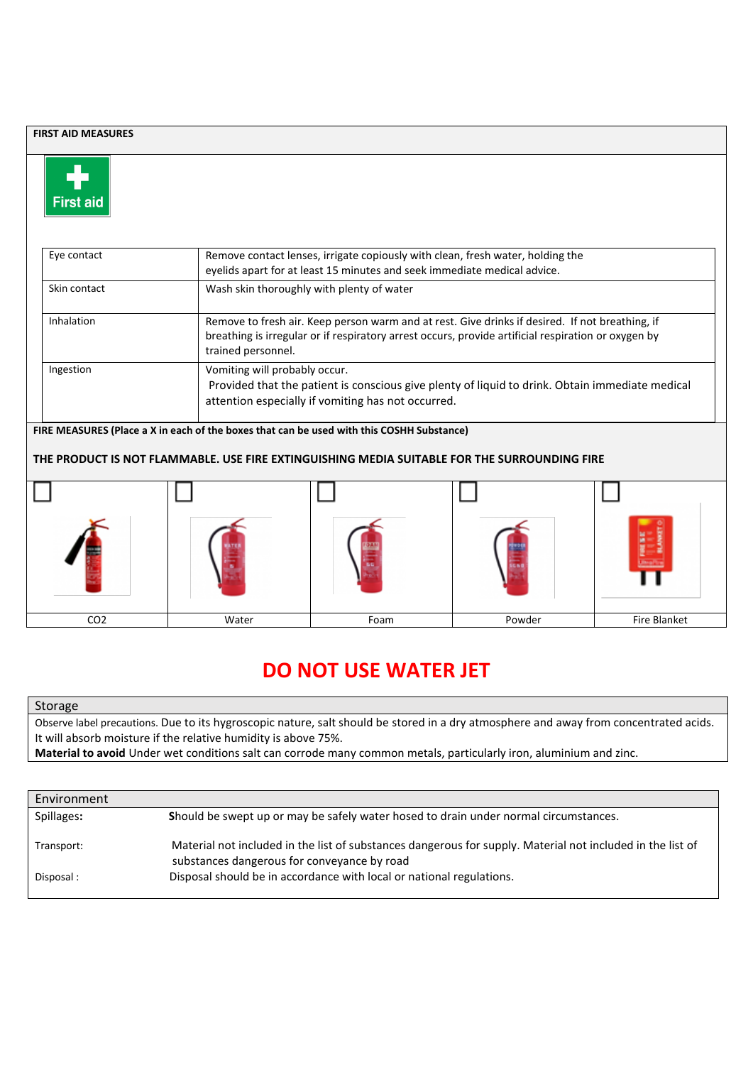## FIRST AID MEASURES

First aid

| | |
|---|---|
| Eye contact | Remove contact lenses, irrigate copiously with clean, fresh water, holding the eyelids apart for at least 15 minutes and seek immediate medical advice. |
| Skin contact | Wash skin thoroughly with plenty of water |
| Inhalation | Remove to fresh air. Keep person warm and at rest. Give drinks if desired. If not breathing, if breathing is irregular or if respiratory arrest occurs, provide artificial respiration or oxygen by trained personnel. |
| Ingestion | Vomiting will probably occur. Provided that the patient is conscious give plenty of liquid to drink. Obtain immediate medical attention especially if vomiting has not occurred. |

**FIRE MEASURES (Place a X in each of the boxes that can be used with this COSHH Substance)**

**THE PRODUCT IS NOT FLAMMABLE. USE FIRE EXTINGUISHING MEDIA SUITABLE FOR THE SURROUNDING FIRE**

| ☐ | ☐ | ☐ | ☐ | ☐ |
|---|---|---|---|---|
| $CO_2$ | Water | Foam | Powder | Fire Blanket |

# DO NOT USE WATER JET

## Storage

Observe label precautions. Due to its hygroscopic nature, salt should be stored in a dry atmosphere and away from concentrated acids. It will absorb moisture if the relative humidity is above 75%.
**Material to avoid** Under wet conditions salt can corrode many common metals, particularly iron, aluminium and zinc.

## Environment

| | |
|---|---|
| Spillages: | Should be swept up or may be safely water hosed to drain under normal circumstances. |
| Transport: | Material not included in the list of substances dangerous for supply. Material not included in the list of substances dangerous for conveyance by road |
| Disposal : | Disposal should be in accordance with local or national regulations. |